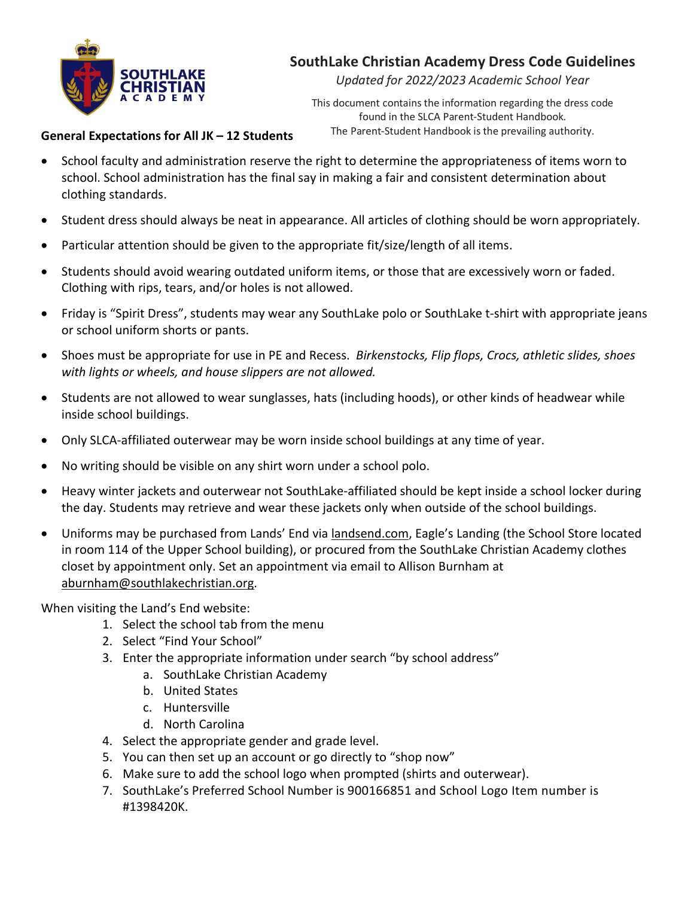# SouthLake Christian Academy Dress Code Guidelines

*Updated for 2022/2023 Academic School Year*

This document contains the information regarding the dress code found in the SLCA Parent-Student Handbook. The Parent-Student Handbook is the prevailing authority.

**General Expectations for All JK – 12 Students**

- School faculty and administration reserve the right to determine the appropriateness of items worn to school. School administration has the final say in making a fair and consistent determination about clothing standards.
- Student dress should always be neat in appearance. All articles of clothing should be worn appropriately.
- Particular attention should be given to the appropriate fit/size/length of all items.
- Students should avoid wearing outdated uniform items, or those that are excessively worn or faded. Clothing with rips, tears, and/or holes is not allowed.
- Friday is "Spirit Dress", students may wear any SouthLake polo or SouthLake t-shirt with appropriate jeans or school uniform shorts or pants.
- Shoes must be appropriate for use in PE and Recess. *Birkenstocks, Flip flops, Crocs, athletic slides, shoes with lights or wheels, and house slippers are not allowed.*
- Students are not allowed to wear sunglasses, hats (including hoods), or other kinds of headwear while inside school buildings.
- Only SLCA-affiliated outerwear may be worn inside school buildings at any time of year.
- No writing should be visible on any shirt worn under a school polo.
- Heavy winter jackets and outerwear not SouthLake-affiliated should be kept inside a school locker during the day. Students may retrieve and wear these jackets only when outside of the school buildings.
- Uniforms may be purchased from Lands' End via landsend.com, Eagle's Landing (the School Store located in room 114 of the Upper School building), or procured from the SouthLake Christian Academy clothes closet by appointment only. Set an appointment via email to Allison Burnham at aburnham@southlakechristian.org.

When visiting the Land's End website:

1. Select the school tab from the menu
2. Select "Find Your School"
3. Enter the appropriate information under search "by school address"
   a. SouthLake Christian Academy
   b. United States
   c. Huntersville
   d. North Carolina
4. Select the appropriate gender and grade level.
5. You can then set up an account or go directly to "shop now"
6. Make sure to add the school logo when prompted (shirts and outerwear).
7. SouthLake's Preferred School Number is 900166851 and School Logo Item number is #1398420K.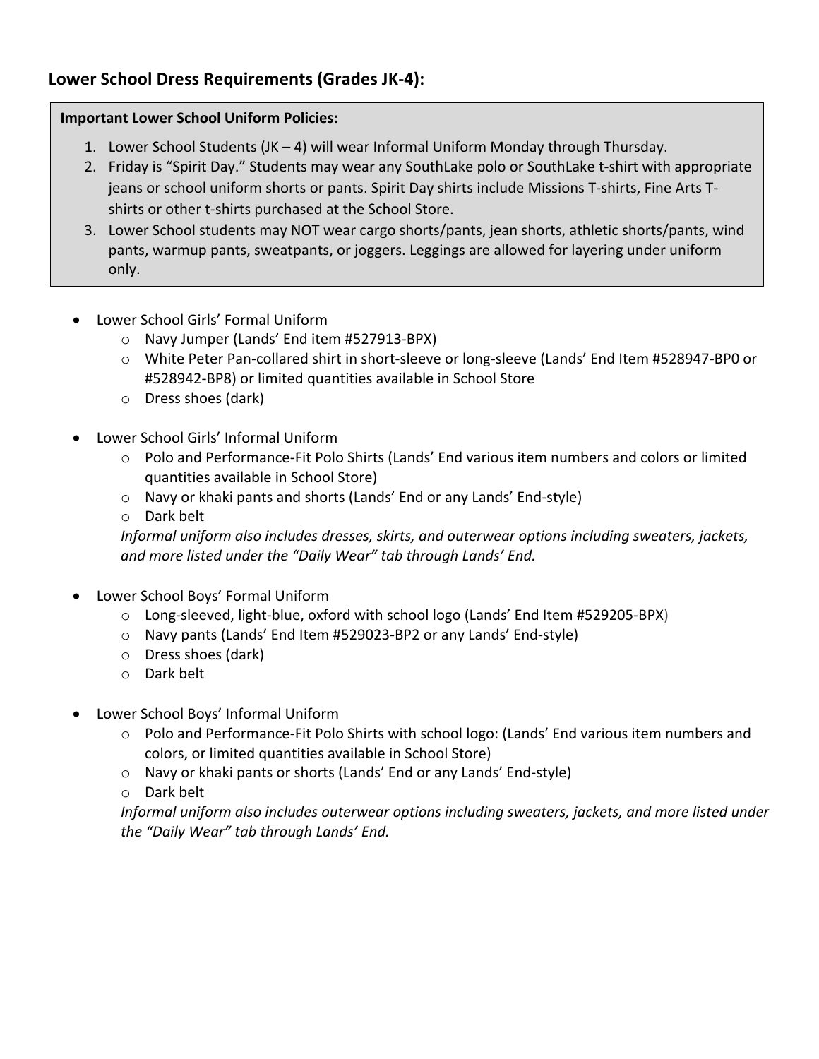## Lower School Dress Requirements (Grades JK-4):

**Important Lower School Uniform Policies:**

1. Lower School Students (JK – 4) will wear Informal Uniform Monday through Thursday.
2. Friday is "Spirit Day." Students may wear any SouthLake polo or SouthLake t-shirt with appropriate jeans or school uniform shorts or pants. Spirit Day shirts include Missions T-shirts, Fine Arts T-shirts or other t-shirts purchased at the School Store.
3. Lower School students may NOT wear cargo shorts/pants, jean shorts, athletic shorts/pants, wind pants, warmup pants, sweatpants, or joggers. Leggings are allowed for layering under uniform only.

- Lower School Girls' Formal Uniform
  - Navy Jumper (Lands' End item #527913-BPX)
  - White Peter Pan-collared shirt in short-sleeve or long-sleeve (Lands' End Item #528947-BP0 or #528942-BP8) or limited quantities available in School Store
  - Dress shoes (dark)

- Lower School Girls' Informal Uniform
  - Polo and Performance-Fit Polo Shirts (Lands' End various item numbers and colors or limited quantities available in School Store)
  - Navy or khaki pants and shorts (Lands' End or any Lands' End-style)
  - Dark belt

  *Informal uniform also includes dresses, skirts, and outerwear options including sweaters, jackets, and more listed under the "Daily Wear" tab through Lands' End.*

- Lower School Boys' Formal Uniform
  - Long-sleeved, light-blue, oxford with school logo (Lands' End Item #529205-BPX)
  - Navy pants (Lands' End Item #529023-BP2 or any Lands' End-style)
  - Dress shoes (dark)
  - Dark belt

- Lower School Boys' Informal Uniform
  - Polo and Performance-Fit Polo Shirts with school logo: (Lands' End various item numbers and colors, or limited quantities available in School Store)
  - Navy or khaki pants or shorts (Lands' End or any Lands' End-style)
  - Dark belt

  *Informal uniform also includes outerwear options including sweaters, jackets, and more listed under the "Daily Wear" tab through Lands' End.*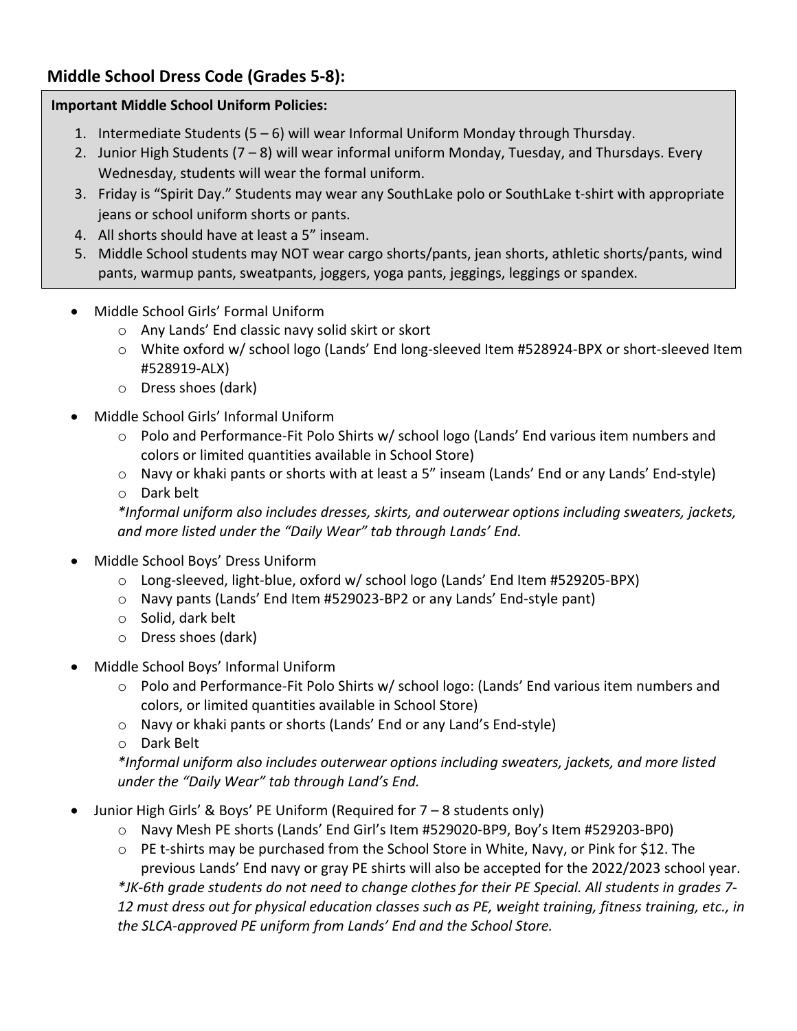## Middle School Dress Code (Grades 5-8):

**Important Middle School Uniform Policies:**

1. Intermediate Students (5 – 6) will wear Informal Uniform Monday through Thursday.
2. Junior High Students (7 – 8) will wear informal uniform Monday, Tuesday, and Thursdays. Every Wednesday, students will wear the formal uniform.
3. Friday is "Spirit Day." Students may wear any SouthLake polo or SouthLake t-shirt with appropriate jeans or school uniform shorts or pants.
4. All shorts should have at least a 5" inseam.
5. Middle School students may NOT wear cargo shorts/pants, jean shorts, athletic shorts/pants, wind pants, warmup pants, sweatpants, joggers, yoga pants, jeggings, leggings or spandex.

- Middle School Girls' Formal Uniform
  - Any Lands' End classic navy solid skirt or skort
  - White oxford w/ school logo (Lands' End long-sleeved Item #528924-BPX or short-sleeved Item #528919-ALX)
  - Dress shoes (dark)
- Middle School Girls' Informal Uniform
  - Polo and Performance-Fit Polo Shirts w/ school logo (Lands' End various item numbers and colors or limited quantities available in School Store)
  - Navy or khaki pants or shorts with at least a 5" inseam (Lands' End or any Lands' End-style)
  - Dark belt

  *\*Informal uniform also includes dresses, skirts, and outerwear options including sweaters, jackets, and more listed under the "Daily Wear" tab through Lands' End.*
- Middle School Boys' Dress Uniform
  - Long-sleeved, light-blue, oxford w/ school logo (Lands' End Item #529205-BPX)
  - Navy pants (Lands' End Item #529023-BP2 or any Lands' End-style pant)
  - Solid, dark belt
  - Dress shoes (dark)
- Middle School Boys' Informal Uniform
  - Polo and Performance-Fit Polo Shirts w/ school logo: (Lands' End various item numbers and colors, or limited quantities available in School Store)
  - Navy or khaki pants or shorts (Lands' End or any Land's End-style)
  - Dark Belt

  *\*Informal uniform also includes outerwear options including sweaters, jackets, and more listed under the "Daily Wear" tab through Land's End.*
- Junior High Girls' & Boys' PE Uniform (Required for 7 – 8 students only)
  - Navy Mesh PE shorts (Lands' End Girl's Item #529020-BP9, Boy's Item #529203-BP0)
  - PE t-shirts may be purchased from the School Store in White, Navy, or Pink for $12. The previous Lands' End navy or gray PE shirts will also be accepted for the 2022/2023 school year.

  *\*JK-6th grade students do not need to change clothes for their PE Special. All students in grades 7-12 must dress out for physical education classes such as PE, weight training, fitness training, etc., in the SLCA-approved PE uniform from Lands' End and the School Store.*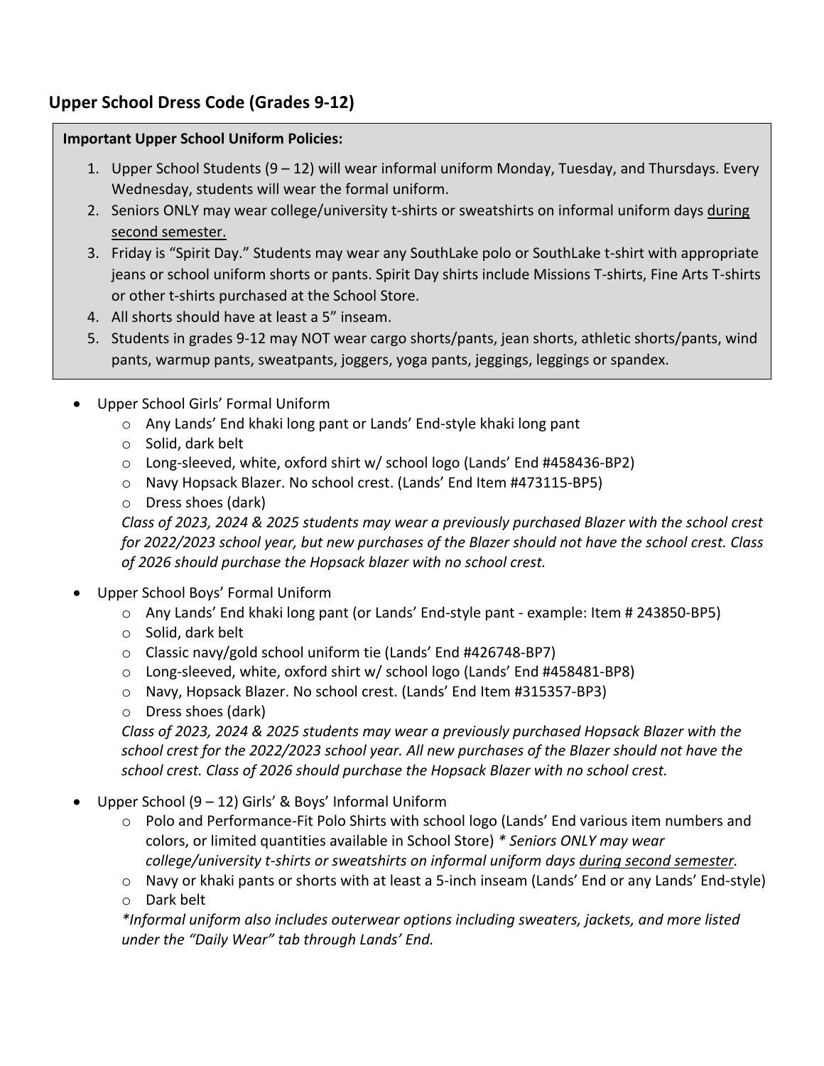## Upper School Dress Code (Grades 9-12)

**Important Upper School Uniform Policies:**

1. Upper School Students (9 – 12) will wear informal uniform Monday, Tuesday, and Thursdays. Every Wednesday, students will wear the formal uniform.
2. Seniors ONLY may wear college/university t-shirts or sweatshirts on informal uniform days <u>during second semester.</u>
3. Friday is "Spirit Day." Students may wear any SouthLake polo or SouthLake t-shirt with appropriate jeans or school uniform shorts or pants. Spirit Day shirts include Missions T-shirts, Fine Arts T-shirts or other t-shirts purchased at the School Store.
4. All shorts should have at least a 5" inseam.
5. Students in grades 9-12 may NOT wear cargo shorts/pants, jean shorts, athletic shorts/pants, wind pants, warmup pants, sweatpants, joggers, yoga pants, jeggings, leggings or spandex.

- Upper School Girls' Formal Uniform
  - Any Lands' End khaki long pant or Lands' End-style khaki long pant
  - Solid, dark belt
  - Long-sleeved, white, oxford shirt w/ school logo (Lands' End #458436-BP2)
  - Navy Hopsack Blazer. No school crest. (Lands' End Item #473115-BP5)
  - Dress shoes (dark)

  *Class of 2023, 2024 & 2025 students may wear a previously purchased Blazer with the school crest for 2022/2023 school year, but new purchases of the Blazer should not have the school crest. Class of 2026 should purchase the Hopsack blazer with no school crest.*

- Upper School Boys' Formal Uniform
  - Any Lands' End khaki long pant (or Lands' End-style pant - example: Item # 243850-BP5)
  - Solid, dark belt
  - Classic navy/gold school uniform tie (Lands' End #426748-BP7)
  - Long-sleeved, white, oxford shirt w/ school logo (Lands' End #458481-BP8)
  - Navy, Hopsack Blazer. No school crest. (Lands' End Item #315357-BP3)
  - Dress shoes (dark)

  *Class of 2023, 2024 & 2025 students may wear a previously purchased Hopsack Blazer with the school crest for the 2022/2023 school year. All new purchases of the Blazer should not have the school crest. Class of 2026 should purchase the Hopsack Blazer with no school crest.*

- Upper School (9 – 12) Girls' & Boys' Informal Uniform
  - Polo and Performance-Fit Polo Shirts with school logo (Lands' End various item numbers and colors, or limited quantities available in School Store) *\* Seniors ONLY may wear college/university t-shirts or sweatshirts on informal uniform days <u>during second semester</u>.*
  - Navy or khaki pants or shorts with at least a 5-inch inseam (Lands' End or any Lands' End-style)
  - Dark belt

  *\*Informal uniform also includes outerwear options including sweaters, jackets, and more listed under the "Daily Wear" tab through Lands' End.*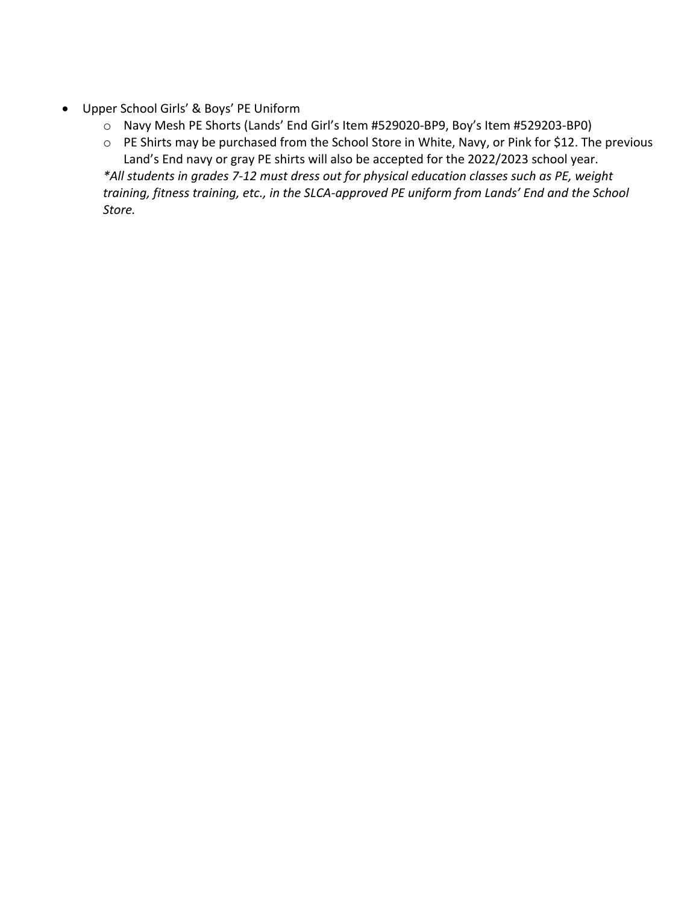- Upper School Girls' & Boys' PE Uniform
  - Navy Mesh PE Shorts (Lands' End Girl's Item #529020-BP9, Boy's Item #529203-BP0)
  - PE Shirts may be purchased from the School Store in White, Navy, or Pink for $12. The previous Land's End navy or gray PE shirts will also be accepted for the 2022/2023 school year.

  *\*All students in grades 7-12 must dress out for physical education classes such as PE, weight training, fitness training, etc., in the SLCA-approved PE uniform from Lands' End and the School Store.*